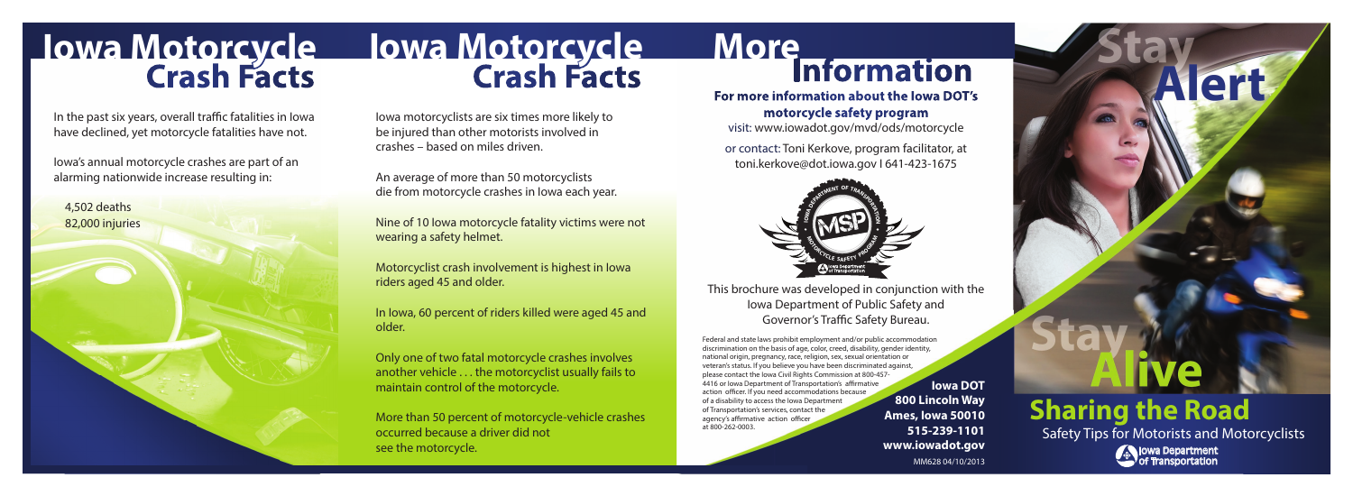# Iowa Motorcycle Crash Facts

In the past six years, overall traffic fatalities in Iowa have declined, yet motorcycle fatalities have not.

Iowa's annual motorcycle crashes are part of an alarming nationwide increase resulting in:

4,502 deaths
82,000 injuries

# Iowa Motorcycle Crash Facts

Iowa motorcyclists are six times more likely to be injured than other motorists involved in crashes – based on miles driven.

An average of more than 50 motorcyclists die from motorcycle crashes in Iowa each year.

Nine of 10 Iowa motorcycle fatality victims were not wearing a safety helmet.

Motorcyclist crash involvement is highest in Iowa riders aged 45 and older.

In Iowa, 60 percent of riders killed were aged 45 and older.

Only one of two fatal motorcycle crashes involves another vehicle . . . the motorcyclist usually fails to maintain control of the motorcycle.

More than 50 percent of motorcycle-vehicle crashes occurred because a driver did not see the motorcycle.

# More Information

**For more information about the Iowa DOT's motorcycle safety program**

visit: www.iowadot.gov/mvd/ods/motorcycle

or contact: Toni Kerkove, program facilitator, at toni.kerkove@dot.iowa.gov I 641-423-1675

This brochure was developed in conjunction with the Iowa Department of Public Safety and Governor's Traffic Safety Bureau.

Federal and state laws prohibit employment and/or public accommodation discrimination on the basis of age, color, creed, disability, gender identity, national origin, pregnancy, race, religion, sex, sexual orientation or veteran's status. If you believe you have been discriminated against, please contact the Iowa Civil Rights Commission at 800-457-4416 or Iowa Department of Transportation's affirmative action officer. If you need accommodations because of a disability to access the Iowa Department of Transportation's services, contact the agency's affirmative action officer at 800-262-0003.

**Iowa DOT**
**800 Lincoln Way**
**Ames, Iowa 50010**
**515-239-1101**
**www.iowadot.gov**

MM628 04/10/2013

# Stay Alert

# Stay Alive

## Sharing the Road

Safety Tips for Motorists and Motorcyclists

Iowa Department of Transportation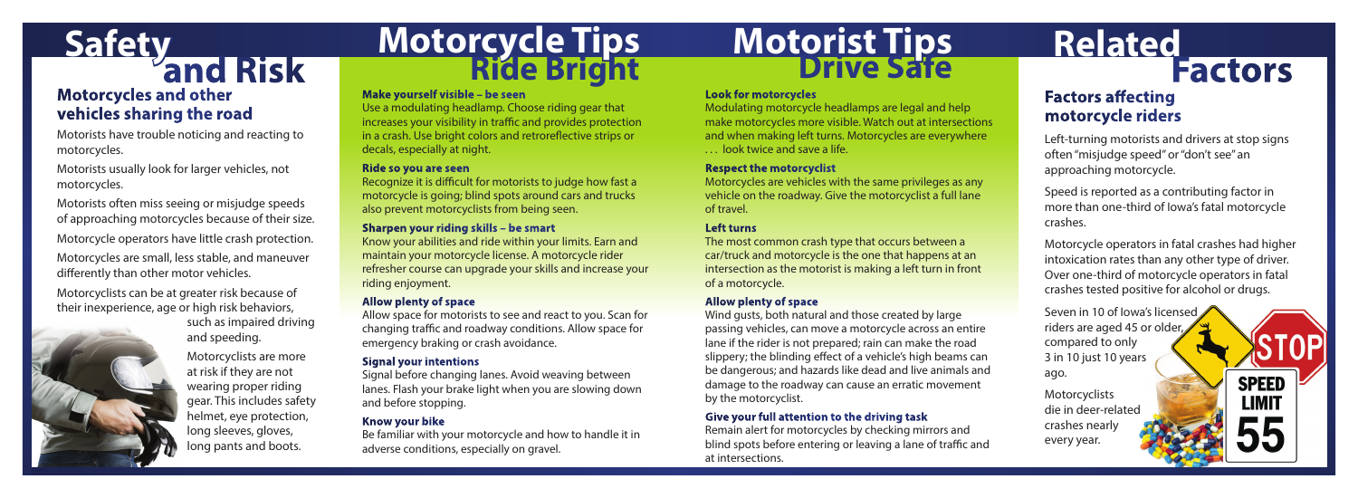# Safety and Risk

## Motorcycles and other vehicles sharing the road

Motorists have trouble noticing and reacting to motorcycles.

Motorists usually look for larger vehicles, not motorcycles.

Motorists often miss seeing or misjudge speeds of approaching motorcycles because of their size.

Motorcycle operators have little crash protection.

Motorcycles are small, less stable, and maneuver differently than other motor vehicles.

Motorcyclists can be at greater risk because of their inexperience, age or high risk behaviors, such as impaired driving and speeding.

Motorcyclists are more at risk if they are not wearing proper riding gear. This includes safety helmet, eye protection, long sleeves, gloves, long pants and boots.

# Motorcycle Tips Ride Bright

### Make yourself visible – be seen

Use a modulating headlamp. Choose riding gear that increases your visibility in traffic and provides protection in a crash. Use bright colors and retroreflective strips or decals, especially at night.

### Ride so you are seen

Recognize it is difficult for motorists to judge how fast a motorcycle is going; blind spots around cars and trucks also prevent motorcyclists from being seen.

### Sharpen your riding skills – be smart

Know your abilities and ride within your limits. Earn and maintain your motorcycle license. A motorcycle rider refresher course can upgrade your skills and increase your riding enjoyment.

### Allow plenty of space

Allow space for motorists to see and react to you. Scan for changing traffic and roadway conditions. Allow space for emergency braking or crash avoidance.

### Signal your intentions

Signal before changing lanes. Avoid weaving between lanes. Flash your brake light when you are slowing down and before stopping.

### Know your bike

Be familiar with your motorcycle and how to handle it in adverse conditions, especially on gravel.

# Motorist Tips Drive Safe

### Look for motorcycles

Modulating motorcycle headlamps are legal and help make motorcycles more visible. Watch out at intersections and when making left turns. Motorcycles are everywhere . . . look twice and save a life.

### Respect the motorcyclist

Motorcycles are vehicles with the same privileges as any vehicle on the roadway. Give the motorcyclist a full lane of travel.

### Left turns

The most common crash type that occurs between a car/truck and motorcycle is the one that happens at an intersection as the motorist is making a left turn in front of a motorcycle.

### Allow plenty of space

Wind gusts, both natural and those created by large passing vehicles, can move a motorcycle across an entire lane if the rider is not prepared; rain can make the road slippery; the blinding effect of a vehicle's high beams can be dangerous; and hazards like dead and live animals and damage to the roadway can cause an erratic movement by the motorcyclist.

### Give your full attention to the driving task

Remain alert for motorcycles by checking mirrors and blind spots before entering or leaving a lane of traffic and at intersections.

# Related Factors

## Factors affecting motorcycle riders

Left-turning motorists and drivers at stop signs often "misjudge speed" or "don't see" an approaching motorcycle.

Speed is reported as a contributing factor in more than one-third of Iowa's fatal motorcycle crashes.

Motorcycle operators in fatal crashes had higher intoxication rates than any other type of driver. Over one-third of motorcycle operators in fatal crashes tested positive for alcohol or drugs.

Seven in 10 of Iowa's licensed riders are aged 45 or older, compared to only 3 in 10 just 10 years ago.

Motorcyclists die in deer-related crashes nearly every year.